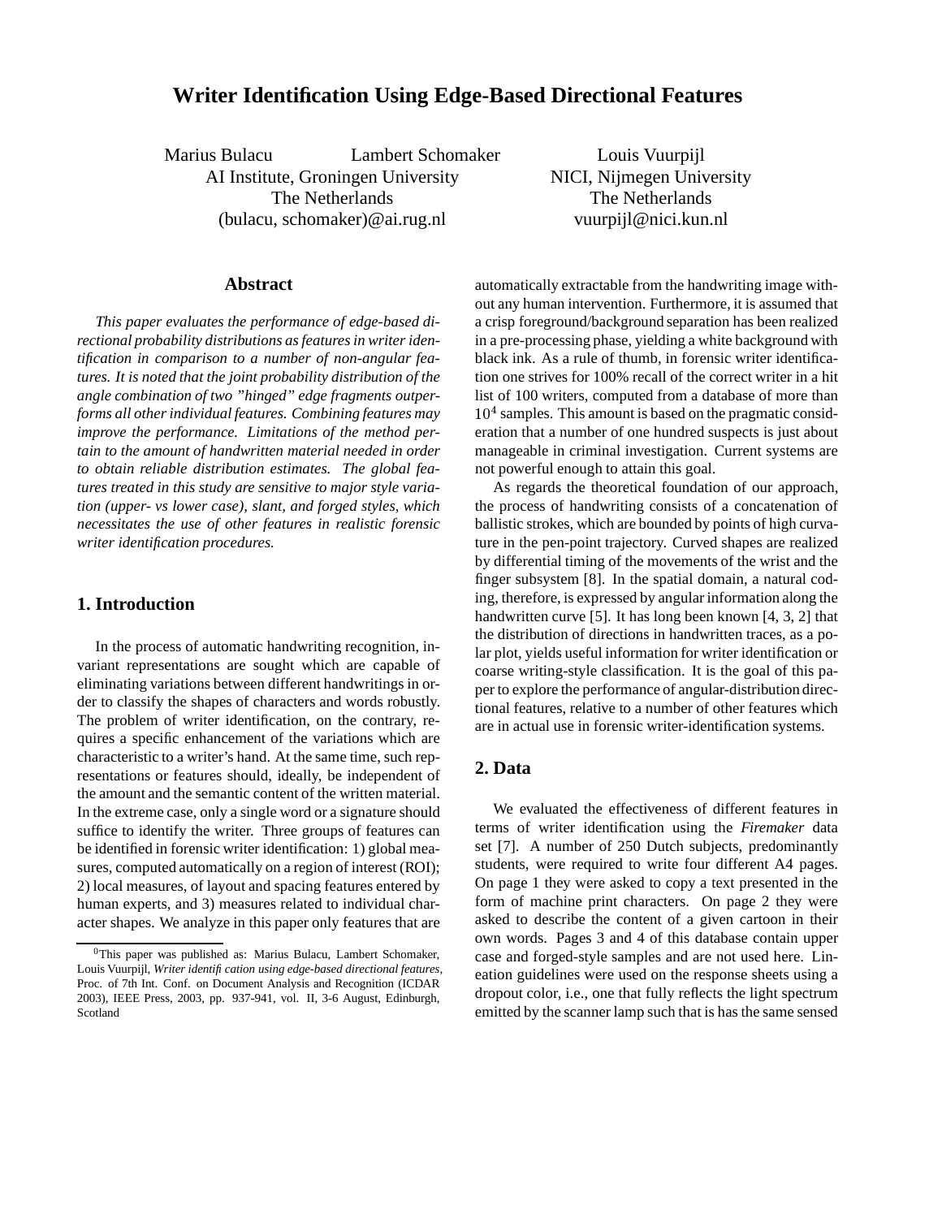# Writer Identification Using Edge-Based Directional Features

Marius Bulacu  Lambert Schomaker
AI Institute, Groningen University
The Netherlands
(bulacu, schomaker)@ai.rug.nl

Louis Vuurpijl
NICI, Nijmegen University
The Netherlands
vuurpijl@nici.kun.nl

## Abstract

*This paper evaluates the performance of edge-based directional probability distributions as features in writer identification in comparison to a number of non-angular features. It is noted that the joint probability distribution of the angle combination of two "hinged" edge fragments outperforms all other individual features. Combining features may improve the performance. Limitations of the method pertain to the amount of handwritten material needed in order to obtain reliable distribution estimates. The global features treated in this study are sensitive to major style variation (upper- vs lower case), slant, and forged styles, which necessitates the use of other features in realistic forensic writer identification procedures.*

## 1. Introduction

In the process of automatic handwriting recognition, invariant representations are sought which are capable of eliminating variations between different handwritings in order to classify the shapes of characters and words robustly. The problem of writer identification, on the contrary, requires a specific enhancement of the variations which are characteristic to a writer's hand. At the same time, such representations or features should, ideally, be independent of the amount and the semantic content of the written material. In the extreme case, only a single word or a signature should suffice to identify the writer. Three groups of features can be identified in forensic writer identification: 1) global measures, computed automatically on a region of interest (ROI); 2) local measures, of layout and spacing features entered by human experts, and 3) measures related to individual character shapes. We analyze in this paper only features that are automatically extractable from the handwriting image without any human intervention. Furthermore, it is assumed that a crisp foreground/background separation has been realized in a pre-processing phase, yielding a white background with black ink. As a rule of thumb, in forensic writer identification one strives for 100% recall of the correct writer in a hit list of 100 writers, computed from a database of more than $10^4$ samples. This amount is based on the pragmatic consideration that a number of one hundred suspects is just about manageable in criminal investigation. Current systems are not powerful enough to attain this goal.

As regards the theoretical foundation of our approach, the process of handwriting consists of a concatenation of ballistic strokes, which are bounded by points of high curvature in the pen-point trajectory. Curved shapes are realized by differential timing of the movements of the wrist and the finger subsystem [8]. In the spatial domain, a natural coding, therefore, is expressed by angular information along the handwritten curve [5]. It has long been known [4, 3, 2] that the distribution of directions in handwritten traces, as a polar plot, yields useful information for writer identification or coarse writing-style classification. It is the goal of this paper to explore the performance of angular-distribution directional features, relative to a number of other features which are in actual use in forensic writer-identification systems.

## 2. Data

We evaluated the effectiveness of different features in terms of writer identification using the *Firemaker* data set [7]. A number of 250 Dutch subjects, predominantly students, were required to write four different A4 pages. On page 1 they were asked to copy a text presented in the form of machine print characters. On page 2 they were asked to describe the content of a given cartoon in their own words. Pages 3 and 4 of this database contain upper case and forged-style samples and are not used here. Lineation guidelines were used on the response sheets using a dropout color, i.e., one that fully reflects the light spectrum emitted by the scanner lamp such that is has the same sensed

[0] This paper was published as: Marius Bulacu, Lambert Schomaker, Louis Vuurpijl, *Writer identification using edge-based directional features*, Proc. of 7th Int. Conf. on Document Analysis and Recognition (ICDAR 2003), IEEE Press, 2003, pp. 937-941, vol. II, 3-6 August, Edinburgh, Scotland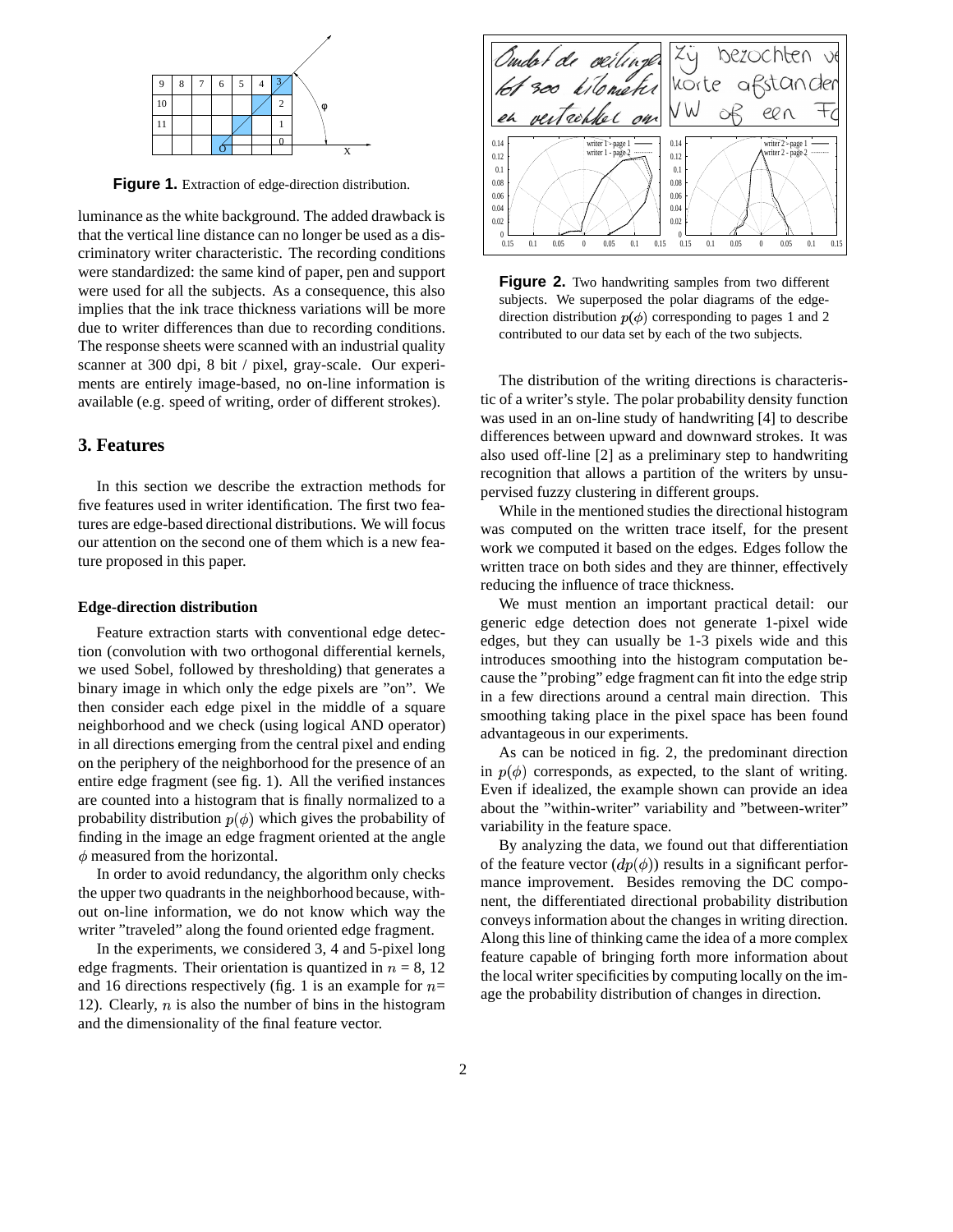Figure 1. Extraction of edge-direction distribution.

luminance as the white background. The added drawback is that the vertical line distance can no longer be used as a discriminatory writer characteristic. The recording conditions were standardized: the same kind of paper, pen and support were used for all the subjects. As a consequence, this also implies that the ink trace thickness variations will be more due to writer differences than due to recording conditions. The response sheets were scanned with an industrial quality scanner at 300 dpi, 8 bit / pixel, gray-scale. Our experiments are entirely image-based, no on-line information is available (e.g. speed of writing, order of different strokes).

## 3. Features

In this section we describe the extraction methods for five features used in writer identification. The first two features are edge-based directional distributions. We will focus our attention on the second one of them which is a new feature proposed in this paper.

### Edge-direction distribution

Feature extraction starts with conventional edge detection (convolution with two orthogonal differential kernels, we used Sobel, followed by thresholding) that generates a binary image in which only the edge pixels are "on". We then consider each edge pixel in the middle of a square neighborhood and we check (using logical AND operator) in all directions emerging from the central pixel and ending on the periphery of the neighborhood for the presence of an entire edge fragment (see fig. 1). All the verified instances are counted into a histogram that is finally normalized to a probability distribution $p(\phi)$ which gives the probability of finding in the image an edge fragment oriented at the angle $\phi$ measured from the horizontal.

In order to avoid redundancy, the algorithm only checks the upper two quadrants in the neighborhood because, without on-line information, we do not know which way the writer "traveled" along the found oriented edge fragment.

In the experiments, we considered 3, 4 and 5-pixel long edge fragments. Their orientation is quantized in $n$ = 8, 12 and 16 directions respectively (fig. 1 is an example for $n$= 12). Clearly, $n$ is also the number of bins in the histogram and the dimensionality of the final feature vector.

Figure 2. Two handwriting samples from two different subjects. We superposed the polar diagrams of the edge-direction distribution $p(\phi)$ corresponding to pages 1 and 2 contributed to our data set by each of the two subjects.

The distribution of the writing directions is characteristic of a writer's style. The polar probability density function was used in an on-line study of handwriting [4] to describe differences between upward and downward strokes. It was also used off-line [2] as a preliminary step to handwriting recognition that allows a partition of the writers by unsupervised fuzzy clustering in different groups.

While in the mentioned studies the directional histogram was computed on the written trace itself, for the present work we computed it based on the edges. Edges follow the written trace on both sides and they are thinner, effectively reducing the influence of trace thickness.

We must mention an important practical detail: our generic edge detection does not generate 1-pixel wide edges, but they can usually be 1-3 pixels wide and this introduces smoothing into the histogram computation because the "probing" edge fragment can fit into the edge strip in a few directions around a central main direction. This smoothing taking place in the pixel space has been found advantageous in our experiments.

As can be noticed in fig. 2, the predominant direction in $p(\phi)$ corresponds, as expected, to the slant of writing. Even if idealized, the example shown can provide an idea about the "within-writer" variability and "between-writer" variability in the feature space.

By analyzing the data, we found out that differentiation of the feature vector ($dp(\phi)$) results in a significant performance improvement. Besides removing the DC component, the differentiated directional probability distribution conveys information about the changes in writing direction. Along this line of thinking came the idea of a more complex feature capable of bringing forth more information about the local writer specificities by computing locally on the image the probability distribution of changes in direction.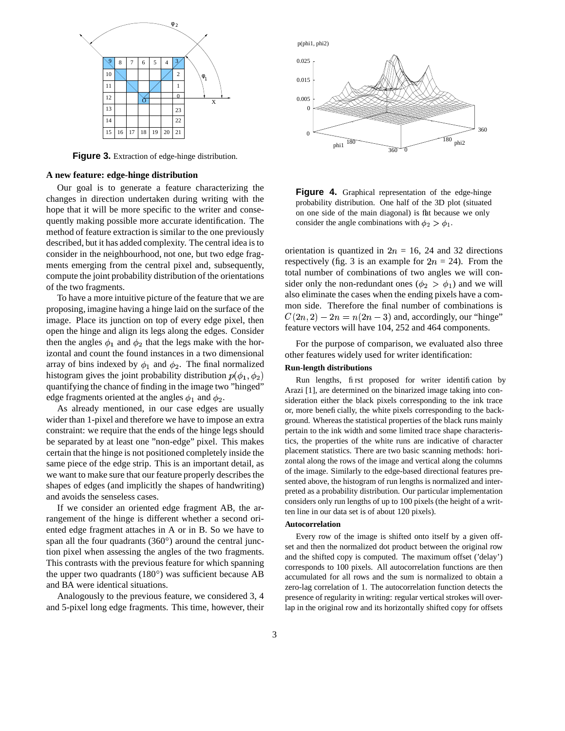Figure 3. Extraction of edge-hinge distribution.

### A new feature: edge-hinge distribution

Our goal is to generate a feature characterizing the changes in direction undertaken during writing with the hope that it will be more specific to the writer and consequently making possible more accurate identification. The method of feature extraction is similar to the one previously described, but it has added complexity. The central idea is to consider in the neighbourhood, not one, but two edge fragments emerging from the central pixel and, subsequently, compute the joint probability distribution of the orientations of the two fragments.

To have a more intuitive picture of the feature that we are proposing, imagine having a hinge laid on the surface of the image. Place its junction on top of every edge pixel, then open the hinge and align its legs along the edges. Consider then the angles $\phi_1$ and $\phi_2$ that the legs make with the horizontal and count the found instances in a two dimensional array of bins indexed by $\phi_1$ and $\phi_2$. The final normalized histogram gives the joint probability distribution $p(\phi_1, \phi_2)$ quantifying the chance of finding in the image two "hinged" edge fragments oriented at the angles $\phi_1$ and $\phi_2$.

As already mentioned, in our case edges are usually wider than 1-pixel and therefore we have to impose an extra constraint: we require that the ends of the hinge legs should be separated by at least one "non-edge" pixel. This makes certain that the hinge is not positioned completely inside the same piece of the edge strip. This is an important detail, as we want to make sure that our feature properly describes the shapes of edges (and implicitly the shapes of handwriting) and avoids the senseless cases.

If we consider an oriented edge fragment AB, the arrangement of the hinge is different whether a second oriented edge fragment attaches in A or in B. So we have to span all the four quadrants (360°) around the central junction pixel when assessing the angles of the two fragments. This contrasts with the previous feature for which spanning the upper two quadrants (180°) was sufficient because AB and BA were identical situations.

Analogously to the previous feature, we considered 3, 4 and 5-pixel long edge fragments. This time, however, their orientation is quantized in $2n$ = 16, 24 and 32 directions respectively (fig. 3 is an example for $2n$ = 24). From the total number of combinations of two angles we will consider only the non-redundant ones ($\phi_2 > \phi_1$) and we will also eliminate the cases when the ending pixels have a common side. Therefore the final number of combinations is $C(2n, 2) - 2n = n(2n - 3)$ and, accordingly, our "hinge" feature vectors will have 104, 252 and 464 components.

Figure 4. Graphical representation of the edge-hinge probability distribution. One half of the 3D plot (situated on one side of the main diagonal) is flat because we only consider the angle combinations with $\phi_2 > \phi_1$.

For the purpose of comparison, we evaluated also three other features widely used for writer identification:

#### Run-length distributions

Run lengths, first proposed for writer identification by Arazi [1], are determined on the binarized image taking into consideration either the black pixels corresponding to the ink trace or, more beneficially, the white pixels corresponding to the background. Whereas the statistical properties of the black runs mainly pertain to the ink width and some limited trace shape characteristics, the properties of the white runs are indicative of character placement statistics. There are two basic scanning methods: horizontal along the rows of the image and vertical along the columns of the image. Similarly to the edge-based directional features presented above, the histogram of run lengths is normalized and interpreted as a probability distribution. Our particular implementation considers only run lengths of up to 100 pixels (the height of a written line in our data set is of about 120 pixels).

#### Autocorrelation

Every row of the image is shifted onto itself by a given offset and then the normalized dot product between the original row and the shifted copy is computed. The maximum offset ('delay') corresponds to 100 pixels. All autocorrelation functions are then accumulated for all rows and the sum is normalized to obtain a zero-lag correlation of 1. The autocorrelation function detects the presence of regularity in writing: regular vertical strokes will overlap in the original row and its horizontally shifted copy for offsets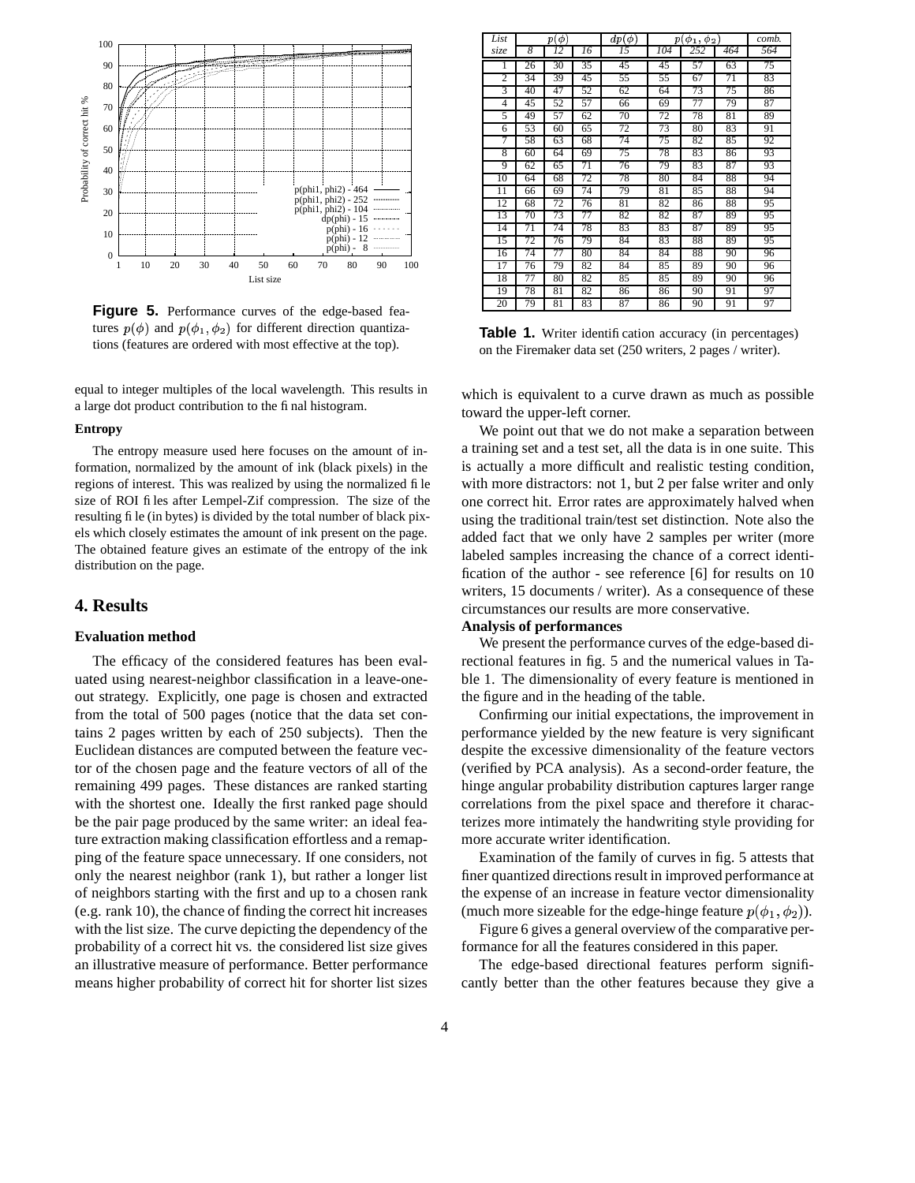**Figure 5.** Performance curves of the edge-based features $p(\phi)$ and $p(\phi_1, \phi_2)$ for different direction quantizations (features are ordered with most effective at the top).

equal to integer multiples of the local wavelength. This results in a large dot product contribution to the final histogram.

### Entropy

The entropy measure used here focuses on the amount of information, normalized by the amount of ink (black pixels) in the regions of interest. This was realized by using the normalized file size of ROI files after Lempel-Zif compression. The size of the resulting file (in bytes) is divided by the total number of black pixels which closely estimates the amount of ink present on the page. The obtained feature gives an estimate of the entropy of the ink distribution on the page.

## 4. Results

### Evaluation method

The efficacy of the considered features has been evaluated using nearest-neighbor classification in a leave-one-out strategy. Explicitly, one page is chosen and extracted from the total of 500 pages (notice that the data set contains 2 pages written by each of 250 subjects). Then the Euclidean distances are computed between the feature vector of the chosen page and the feature vectors of all of the remaining 499 pages. These distances are ranked starting with the shortest one. Ideally the first ranked page should be the pair page produced by the same writer: an ideal feature extraction making classification effortless and a remapping of the feature space unnecessary. If one considers, not only the nearest neighbor (rank 1), but rather a longer list of neighbors starting with the first and up to a chosen rank (e.g. rank 10), the chance of finding the correct hit increases with the list size. The curve depicting the dependency of the probability of a correct hit vs. the considered list size gives an illustrative measure of performance. Better performance means higher probability of correct hit for shorter list sizes

| List size | $p(\phi)$ 8 | 12 | 16 | $dp(\phi)$ 15 | $p(\phi_1, \phi_2)$ 104 | 252 | 464 | comb. 564 |
|---|---|---|---|---|---|---|---|---|
| 1 | 26 | 30 | 35 | 45 | 45 | 57 | 63 | 75 |
| 2 | 34 | 39 | 45 | 55 | 55 | 67 | 71 | 83 |
| 3 | 40 | 47 | 52 | 62 | 64 | 73 | 75 | 86 |
| 4 | 45 | 52 | 57 | 66 | 69 | 77 | 79 | 87 |
| 5 | 49 | 57 | 62 | 70 | 72 | 78 | 81 | 89 |
| 6 | 53 | 60 | 65 | 72 | 73 | 80 | 83 | 91 |
| 7 | 58 | 63 | 68 | 74 | 75 | 82 | 85 | 92 |
| 8 | 60 | 64 | 69 | 75 | 78 | 83 | 86 | 93 |
| 9 | 62 | 65 | 71 | 76 | 79 | 83 | 87 | 93 |
| 10 | 64 | 68 | 72 | 78 | 80 | 84 | 88 | 94 |
| 11 | 66 | 69 | 74 | 79 | 81 | 85 | 88 | 94 |
| 12 | 68 | 72 | 76 | 81 | 82 | 86 | 88 | 95 |
| 13 | 70 | 73 | 77 | 82 | 82 | 87 | 89 | 95 |
| 14 | 71 | 74 | 78 | 83 | 83 | 87 | 89 | 95 |
| 15 | 72 | 76 | 79 | 84 | 83 | 88 | 89 | 95 |
| 16 | 74 | 77 | 80 | 84 | 84 | 88 | 90 | 96 |
| 17 | 76 | 79 | 82 | 84 | 85 | 89 | 90 | 96 |
| 18 | 77 | 80 | 82 | 85 | 85 | 89 | 90 | 96 |
| 19 | 78 | 81 | 82 | 86 | 86 | 90 | 91 | 97 |
| 20 | 79 | 81 | 83 | 87 | 86 | 90 | 91 | 97 |

**Table 1.** Writer identification accuracy (in percentages) on the Firemaker data set (250 writers, 2 pages / writer).

which is equivalent to a curve drawn as much as possible toward the upper-left corner.

We point out that we do not make a separation between a training set and a test set, all the data is in one suite. This is actually a more difficult and realistic testing condition, with more distractors: not 1, but 2 per false writer and only one correct hit. Error rates are approximately halved when using the traditional train/test set distinction. Note also the added fact that we only have 2 samples per writer (more labeled samples increasing the chance of a correct identification of the author - see reference [6] for results on 10 writers, 15 documents / writer). As a consequence of these circumstances our results are more conservative.

### Analysis of performances

We present the performance curves of the edge-based directional features in fig. 5 and the numerical values in Table 1. The dimensionality of every feature is mentioned in the figure and in the heading of the table.

Confirming our initial expectations, the improvement in performance yielded by the new feature is very significant despite the excessive dimensionality of the feature vectors (verified by PCA analysis). As a second-order feature, the hinge angular probability distribution captures larger range correlations from the pixel space and therefore it characterizes more intimately the handwriting style providing for more accurate writer identification.

Examination of the family of curves in fig. 5 attests that finer quantized directions result in improved performance at the expense of an increase in feature vector dimensionality (much more sizeable for the edge-hinge feature $p(\phi_1, \phi_2)$).

Figure 6 gives a general overview of the comparative performance for all the features considered in this paper.

The edge-based directional features perform significantly better than the other features because they give a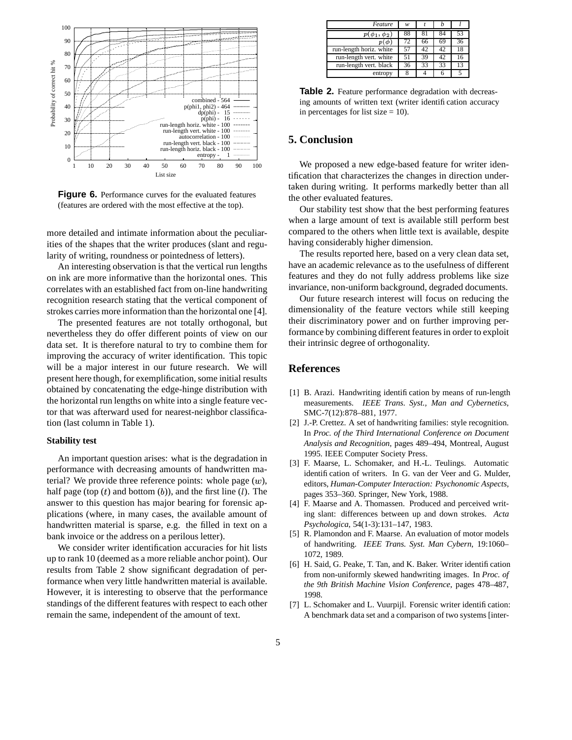**Figure 6.** Performance curves for the evaluated features (features are ordered with the most effective at the top).

more detailed and intimate information about the peculiarities of the shapes that the writer produces (slant and regularity of writing, roundness or pointedness of letters).

An interesting observation is that the vertical run lengths on ink are more informative than the horizontal ones. This correlates with an established fact from on-line handwriting recognition research stating that the vertical component of strokes carries more information than the horizontal one [4].

The presented features are not totally orthogonal, but nevertheless they do offer different points of view on our data set. It is therefore natural to try to combine them for improving the accuracy of writer identification. This topic will be a major interest in our future research. We will present here though, for exemplification, some initial results obtained by concatenating the edge-hinge distribution with the horizontal run lengths on white into a single feature vector that was afterward used for nearest-neighbor classification (last column in Table 1).

#### Stability test

An important question arises: what is the degradation in performance with decreasing amounts of handwritten material? We provide three reference points: whole page ($w$), half page (top ($t$) and bottom ($b$)), and the first line ($l$). The answer to this question has major bearing for forensic applications (where, in many cases, the available amount of handwritten material is sparse, e.g. the filled in text on a bank invoice or the address on a perilous letter).

We consider writer identification accuracies for hit lists up to rank 10 (deemed as a more reliable anchor point). Our results from Table 2 show significant degradation of performance when very little handwritten material is available. However, it is interesting to observe that the performance standings of the different features with respect to each other remain the same, independent of the amount of text.

| *Feature* | $w$ | $t$ | $b$ | $l$ |
|---|---|---|---|---|
| $p(\phi_1, \phi_2)$ | 88 | 81 | 84 | 53 |
| $p(\phi)$ | 72 | 66 | 69 | 36 |
| run-length horiz. white | 57 | 42 | 42 | 18 |
| run-length vert. white | 51 | 39 | 42 | 16 |
| run-length vert. black | 36 | 33 | 33 | 13 |
| entropy | 8 | 4 | 6 | 5 |

**Table 2.** Feature performance degradation with decreasing amounts of written text (writer identification accuracy in percentages for list size = 10).

## 5. Conclusion

We proposed a new edge-based feature for writer identification that characterizes the changes in direction undertaken during writing. It performs markedly better than all the other evaluated features.

Our stability test show that the best performing features when a large amount of text is available still perform best compared to the others when little text is available, despite having considerably higher dimension.

The results reported here, based on a very clean data set, have an academic relevance as to the usefulness of different features and they do not fully address problems like size invariance, non-uniform background, degraded documents.

Our future research interest will focus on reducing the dimensionality of the feature vectors while still keeping their discriminatory power and on further improving performance by combining different features in order to exploit their intrinsic degree of orthogonality.

## References

[1] B. Arazi. Handwriting identification by means of run-length measurements. *IEEE Trans. Syst., Man and Cybernetics*, SMC-7(12):878–881, 1977.

[2] J.-P. Crettez. A set of handwriting families: style recognition. In *Proc. of the Third International Conference on Document Analysis and Recognition*, pages 489–494, Montreal, August 1995. IEEE Computer Society Press.

[3] F. Maarse, L. Schomaker, and H.-L. Teulings. Automatic identification of writers. In G. van der Veer and G. Mulder, editors, *Human-Computer Interaction: Psychonomic Aspects*, pages 353–360. Springer, New York, 1988.

[4] F. Maarse and A. Thomassen. Produced and perceived writing slant: differences between up and down strokes. *Acta Psychologica*, 54(1-3):131–147, 1983.

[5] R. Plamondon and F. Maarse. An evaluation of motor models of handwriting. *IEEE Trans. Syst. Man Cybern*, 19:1060–1072, 1989.

[6] H. Said, G. Peake, T. Tan, and K. Baker. Writer identification from non-uniformly skewed handwriting images. In *Proc. of the 9th British Machine Vision Conference*, pages 478–487, 1998.

[7] L. Schomaker and L. Vuurpijl. Forensic writer identification: A benchmark data set and a comparison of two systems [inter-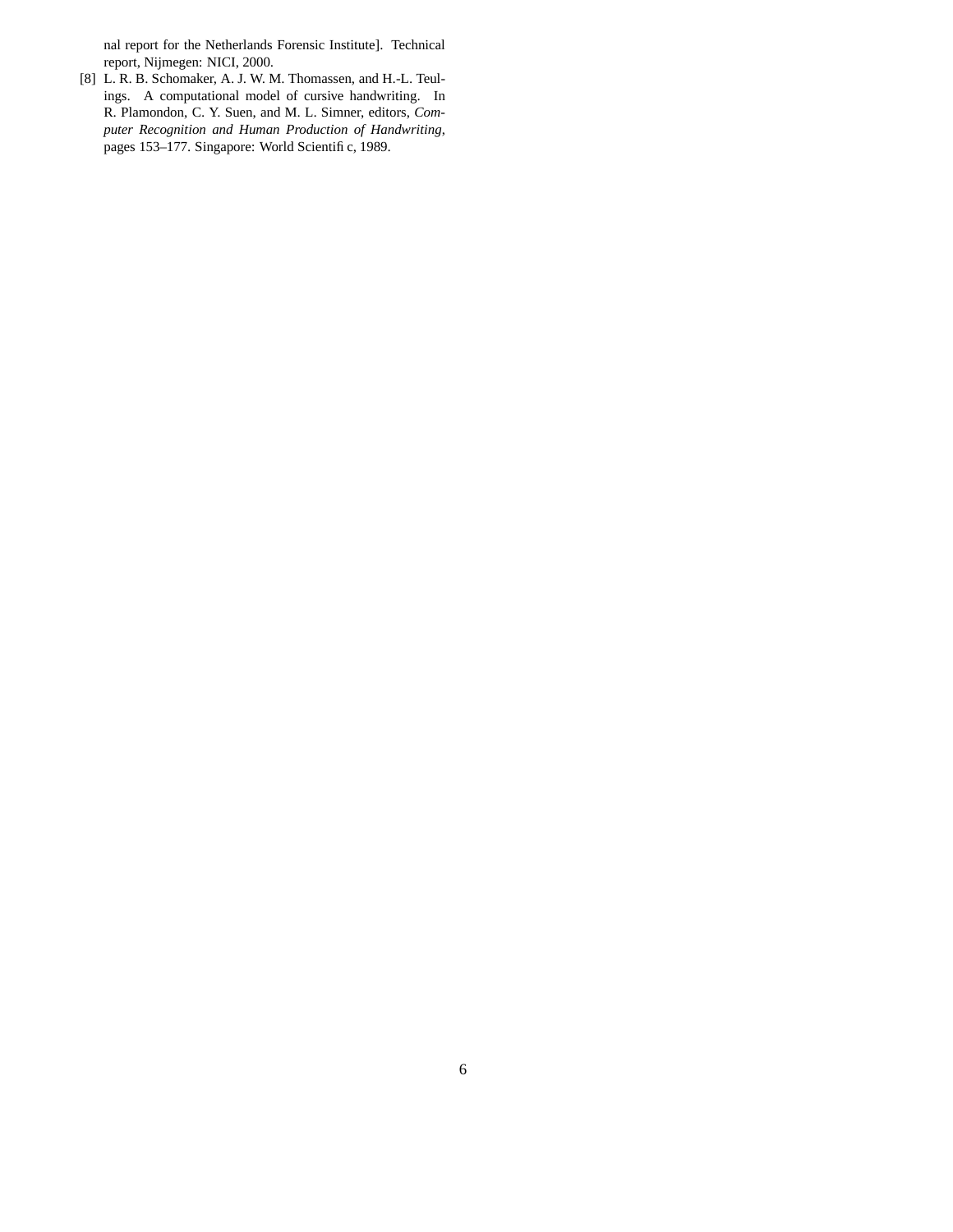nal report for the Netherlands Forensic Institute]. Technical report, Nijmegen: NICI, 2000.

[8] L. R. B. Schomaker, A. J. W. M. Thomassen, and H.-L. Teulings. A computational model of cursive handwriting. In R. Plamondon, C. Y. Suen, and M. L. Simner, editors, *Computer Recognition and Human Production of Handwriting*, pages 153–177. Singapore: World Scientific, 1989.